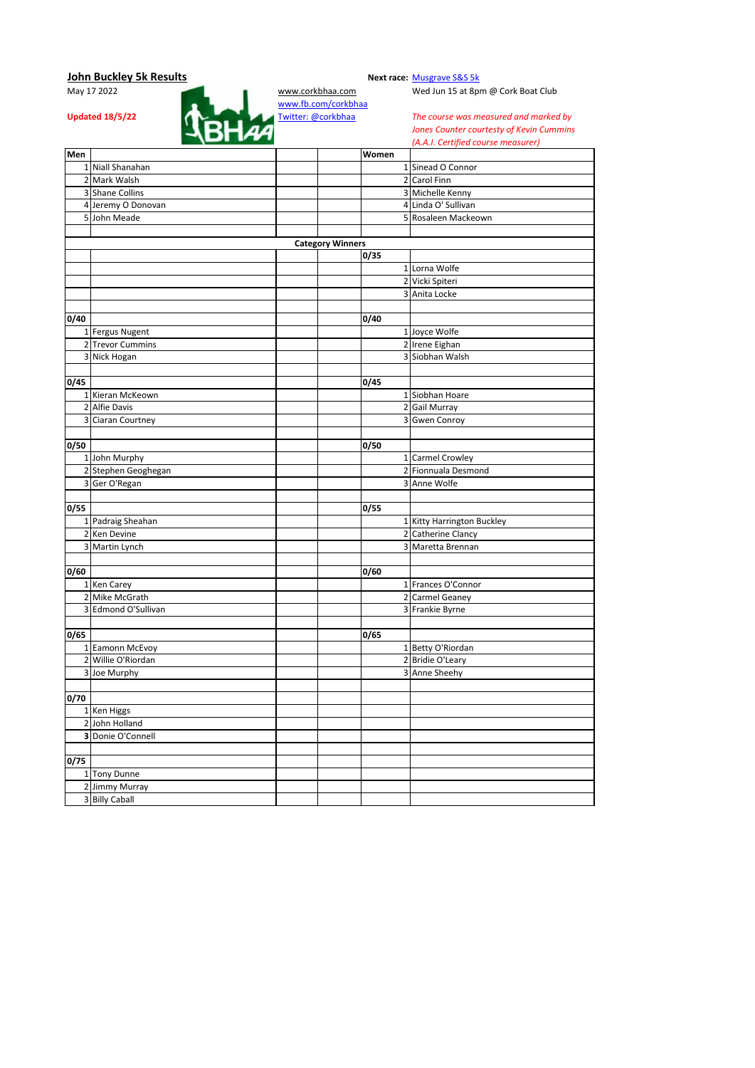## John Buckley 5k Results

May 17 2022

**Updated 18/5/22**

www.corkbhaa.com
www.fb.com/corkbhaa
Twitter: @corkbhaa

**Next race:** Musgrave S&S 5k
Wed Jun 15 at 8pm @ Cork Boat Club

*The course was measured and marked by Jones Counter courtesy of Kevin Cummins (A.A.I. Certified course measurer)*

| Men | | Women | |
|---|---|---|---|
| 1 | Niall Shanahan | 1 | Sinead O Connor |
| 2 | Mark Walsh | 2 | Carol Finn |
| 3 | Shane Collins | 3 | Michelle Kenny |
| 4 | Jeremy O Donovan | 4 | Linda O' Sullivan |
| 5 | John Meade | 5 | Rosaleen Mackeown |

**Category Winners**

| Men | | Women | |
|---|---|---|---|
| | | **0/35** | |
| | | 1 | Lorna Wolfe |
| | | 2 | Vicki Spiteri |
| | | 3 | Anita Locke |
| **0/40** | | **0/40** | |
| 1 | Fergus Nugent | 1 | Joyce Wolfe |
| 2 | Trevor Cummins | 2 | Irene Eighan |
| 3 | Nick Hogan | 3 | Siobhan Walsh |
| **0/45** | | **0/45** | |
| 1 | Kieran McKeown | 1 | Siobhan Hoare |
| 2 | Alfie Davis | 2 | Gail Murray |
| 3 | Ciaran Courtney | 3 | Gwen Conroy |
| **0/50** | | **0/50** | |
| 1 | John Murphy | 1 | Carmel Crowley |
| 2 | Stephen Geoghegan | 2 | Fionnuala Desmond |
| 3 | Ger O'Regan | 3 | Anne Wolfe |
| **0/55** | | **0/55** | |
| 1 | Padraig Sheahan | 1 | Kitty Harrington Buckley |
| 2 | Ken Devine | 2 | Catherine Clancy |
| 3 | Martin Lynch | 3 | Maretta Brennan |
| **0/60** | | **0/60** | |
| 1 | Ken Carey | 1 | Frances O'Connor |
| 2 | Mike McGrath | 2 | Carmel Geaney |
| 3 | Edmond O'Sullivan | 3 | Frankie Byrne |
| **0/65** | | **0/65** | |
| 1 | Eamonn McEvoy | 1 | Betty O'Riordan |
| 2 | Willie O'Riordan | 2 | Bridie O'Leary |
| 3 | Joe Murphy | 3 | Anne Sheehy |
| **0/70** | | | |
| 1 | Ken Higgs | | |
| 2 | John Holland | | |
| 3 | Donie O'Connell | | |
| **0/75** | | | |
| 1 | Tony Dunne | | |
| 2 | Jimmy Murray | | |
| 3 | Billy Caball | | |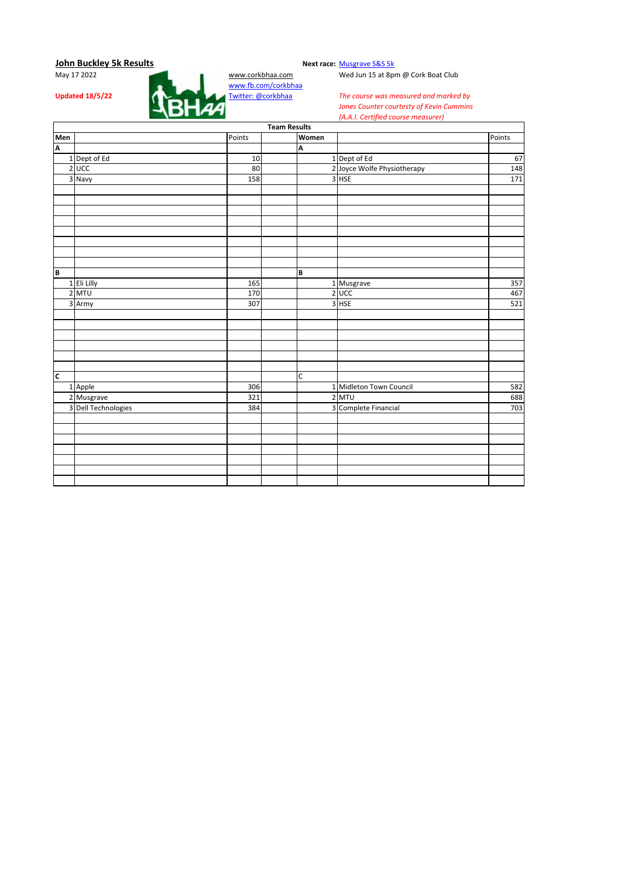## John Buckley 5k Results

May 17 2022

**Updated 18/5/22**

www.corkbhaa.com
www.fb.com/corkbhaa
Twitter: @corkbhaa

**Next race:** Musgrave S&S 5k
Wed Jun 15 at 8pm @ Cork Boat Club

*The course was measured and marked by Jones Counter courtesy of Kevin Cummins (A.A.I. Certified course measurer)*

**Team Results**

| **Men** | | Points | | **Women** | | Points |
|---|---|---|---|---|---|---|
| **A** | | | | **A** | | |
| 1 | Dept of Ed | 10 | | 1 | Dept of Ed | 67 |
| 2 | UCC | 80 | | 2 | Joyce Wolfe Physiotherapy | 148 |
| 3 | Navy | 158 | | 3 | HSE | 171 |
| **B** | | | | **B** | | |
| 1 | Eli Lilly | 165 | | 1 | Musgrave | 357 |
| 2 | MTU | 170 | | 2 | UCC | 467 |
| 3 | Army | 307 | | 3 | HSE | 521 |
| **C** | | | | C | | |
| 1 | Apple | 306 | | 1 | Midleton Town Council | 582 |
| 2 | Musgrave | 321 | | 2 | MTU | 688 |
| 3 | Dell Technologies | 384 | | 3 | Complete Financial | 703 |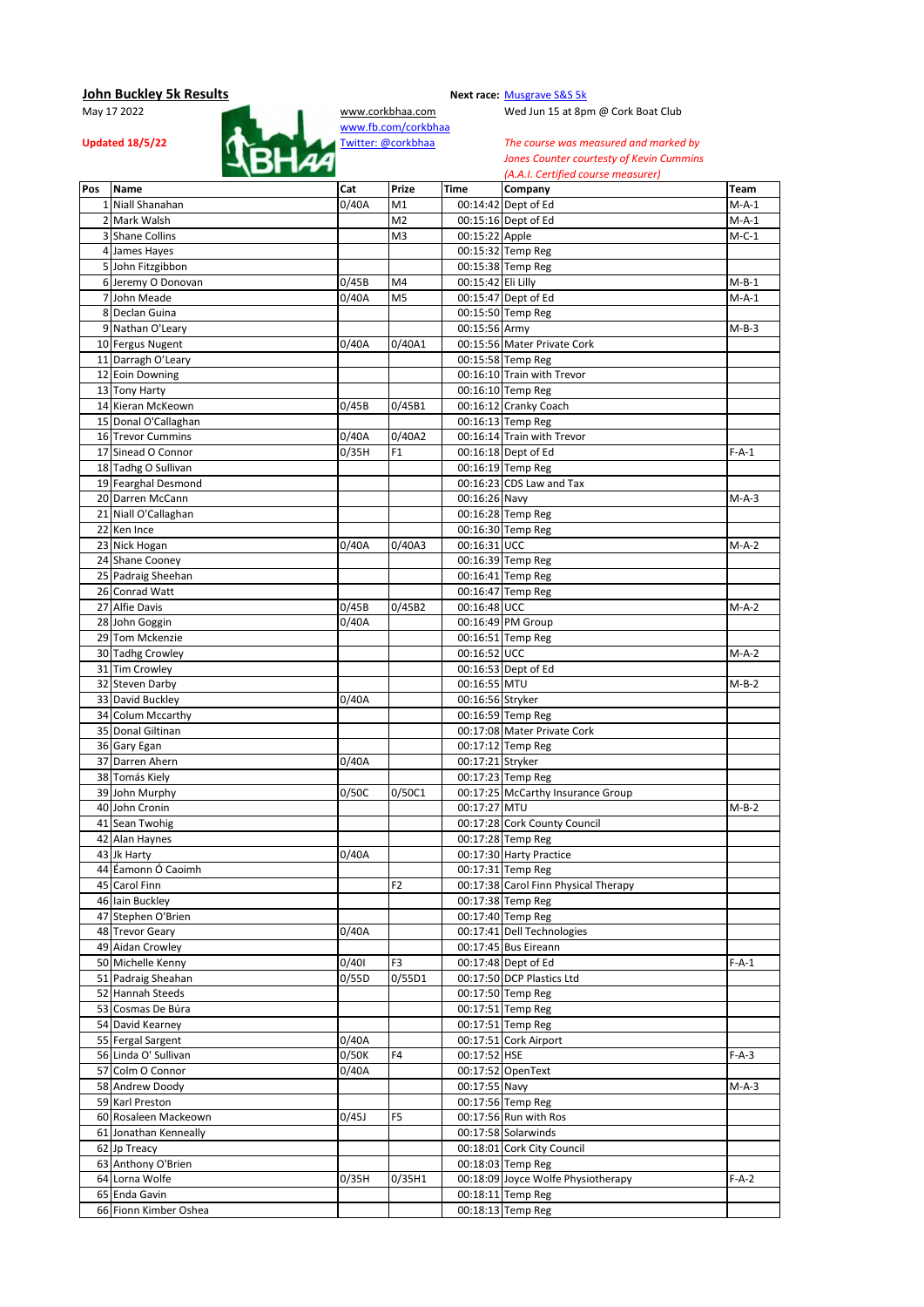## John Buckley 5k Results

May 17 2022

**Updated 18/5/22**

www.corkbhaa.com
www.fb.com/corkbhaa
Twitter: @corkbhaa

**Next race:** Musgrave S&S 5k
Wed Jun 15 at 8pm @ Cork Boat Club

*The course was measured and marked by Jones Counter courtesy of Kevin Cummins (A.A.I. Certified course measurer)*

| Pos | Name | Cat | Prize | Time | Company | Team |
|---|---|---|---|---|---|---|
| 1 | Niall Shanahan | 0/40A | M1 | 00:14:42 | Dept of Ed | M-A-1 |
| 2 | Mark Walsh | | M2 | 00:15:16 | Dept of Ed | M-A-1 |
| 3 | Shane Collins | | M3 | 00:15:22 | Apple | M-C-1 |
| 4 | James Hayes | | | 00:15:32 | Temp Reg | |
| 5 | John Fitzgibbon | | | 00:15:38 | Temp Reg | |
| 6 | Jeremy O Donovan | 0/45B | M4 | 00:15:42 | Eli Lilly | M-B-1 |
| 7 | John Meade | 0/40A | M5 | 00:15:47 | Dept of Ed | M-A-1 |
| 8 | Declan Guina | | | 00:15:50 | Temp Reg | |
| 9 | Nathan O'Leary | | | 00:15:56 | Army | M-B-3 |
| 10 | Fergus Nugent | 0/40A | 0/40A1 | 00:15:56 | Mater Private Cork | |
| 11 | Darragh O'Leary | | | 00:15:58 | Temp Reg | |
| 12 | Eoin Downing | | | 00:16:10 | Train with Trevor | |
| 13 | Tony Harty | | | 00:16:10 | Temp Reg | |
| 14 | Kieran McKeown | 0/45B | 0/45B1 | 00:16:12 | Cranky Coach | |
| 15 | Donal O'Callaghan | | | 00:16:13 | Temp Reg | |
| 16 | Trevor Cummins | 0/40A | 0/40A2 | 00:16:14 | Train with Trevor | |
| 17 | Sinead O Connor | 0/35H | F1 | 00:16:18 | Dept of Ed | F-A-1 |
| 18 | Tadhg O Sullivan | | | 00:16:19 | Temp Reg | |
| 19 | Fearghal Desmond | | | 00:16:23 | CDS Law and Tax | |
| 20 | Darren McCann | | | 00:16:26 | Navy | M-A-3 |
| 21 | Niall O'Callaghan | | | 00:16:28 | Temp Reg | |
| 22 | Ken Ince | | | 00:16:30 | Temp Reg | |
| 23 | Nick Hogan | 0/40A | 0/40A3 | 00:16:31 | UCC | M-A-2 |
| 24 | Shane Cooney | | | 00:16:39 | Temp Reg | |
| 25 | Padraig Sheehan | | | 00:16:41 | Temp Reg | |
| 26 | Conrad Watt | | | 00:16:47 | Temp Reg | |
| 27 | Alfie Davis | 0/45B | 0/45B2 | 00:16:48 | UCC | M-A-2 |
| 28 | John Goggin | 0/40A | | 00:16:49 | PM Group | |
| 29 | Tom Mckenzie | | | 00:16:51 | Temp Reg | |
| 30 | Tadhg Crowley | | | 00:16:52 | UCC | M-A-2 |
| 31 | Tim Crowley | | | 00:16:53 | Dept of Ed | |
| 32 | Steven Darby | | | 00:16:55 | MTU | M-B-2 |
| 33 | David Buckley | 0/40A | | 00:16:56 | Stryker | |
| 34 | Colum Mccarthy | | | 00:16:59 | Temp Reg | |
| 35 | Donal Giltinan | | | 00:17:08 | Mater Private Cork | |
| 36 | Gary Egan | | | 00:17:12 | Temp Reg | |
| 37 | Darren Ahern | 0/40A | | 00:17:21 | Stryker | |
| 38 | Tomás Kiely | | | 00:17:23 | Temp Reg | |
| 39 | John Murphy | 0/50C | 0/50C1 | 00:17:25 | McCarthy Insurance Group | |
| 40 | John Cronin | | | 00:17:27 | MTU | M-B-2 |
| 41 | Sean Twohig | | | 00:17:28 | Cork County Council | |
| 42 | Alan Haynes | | | 00:17:28 | Temp Reg | |
| 43 | Jk Harty | 0/40A | | 00:17:30 | Harty Practice | |
| 44 | Éamonn Ó Caoimh | | | 00:17:31 | Temp Reg | |
| 45 | Carol Finn | | F2 | 00:17:38 | Carol Finn Physical Therapy | |
| 46 | Iain Buckley | | | 00:17:38 | Temp Reg | |
| 47 | Stephen O'Brien | | | 00:17:40 | Temp Reg | |
| 48 | Trevor Geary | 0/40A | | 00:17:41 | Dell Technologies | |
| 49 | Aidan Crowley | | | 00:17:45 | Bus Eireann | |
| 50 | Michelle Kenny | 0/40I | F3 | 00:17:48 | Dept of Ed | F-A-1 |
| 51 | Padraig Sheahan | 0/55D | 0/55D1 | 00:17:50 | DCP Plastics Ltd | |
| 52 | Hannah Steeds | | | 00:17:50 | Temp Reg | |
| 53 | Cosmas De Búra | | | 00:17:51 | Temp Reg | |
| 54 | David Kearney | | | 00:17:51 | Temp Reg | |
| 55 | Fergal Sargent | 0/40A | | 00:17:51 | Cork Airport | |
| 56 | Linda O' Sullivan | 0/50K | F4 | 00:17:52 | HSE | F-A-3 |
| 57 | Colm O Connor | 0/40A | | 00:17:52 | OpenText | |
| 58 | Andrew Doody | | | 00:17:55 | Navy | M-A-3 |
| 59 | Karl Preston | | | 00:17:56 | Temp Reg | |
| 60 | Rosaleen Mackeown | 0/45J | F5 | 00:17:56 | Run with Ros | |
| 61 | Jonathan Kenneally | | | 00:17:58 | Solarwinds | |
| 62 | Jp Treacy | | | 00:18:01 | Cork City Council | |
| 63 | Anthony O'Brien | | | 00:18:03 | Temp Reg | |
| 64 | Lorna Wolfe | 0/35H | 0/35H1 | 00:18:09 | Joyce Wolfe Physiotherapy | F-A-2 |
| 65 | Enda Gavin | | | 00:18:11 | Temp Reg | |
| 66 | Fionn Kimber Oshea | | | 00:18:13 | Temp Reg | |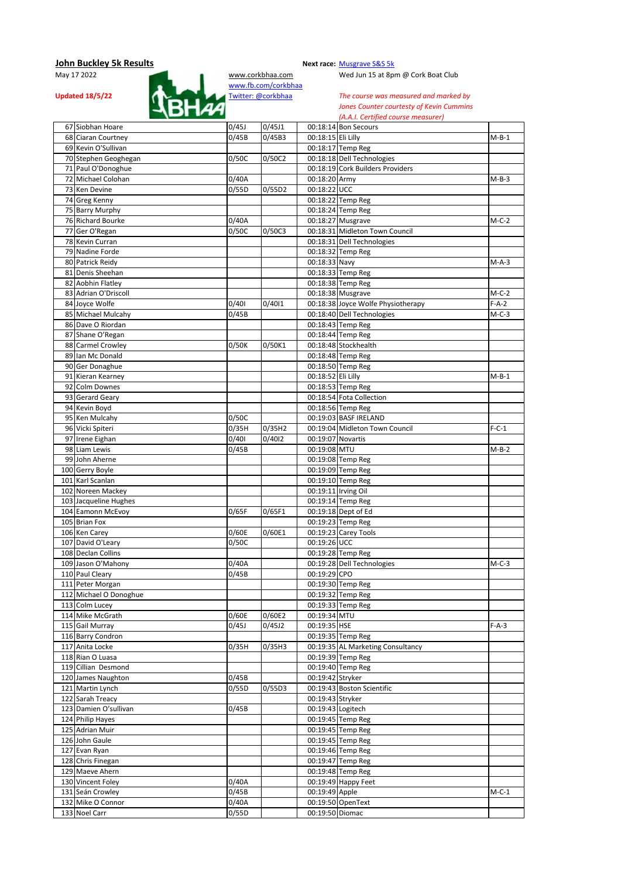**John Buckley 5k Results**

May 17 2022

**Updated 18/5/22**

www.corkbhaa.com
www.fb.com/corkbhaa
Twitter: @corkbhaa

**Next race:** Musgrave S&S 5k
Wed Jun 15 at 8pm @ Cork Boat Club

*The course was measured and marked by Jones Counter courtesy of Kevin Cummins (A.A.I. Certified course measurer)*

| Pos | Name | Cat | Cat Pos | Time | Company | Team |
|---|---|---|---|---|---|---|
| 67 | Siobhan Hoare | 0/45J | 0/45J1 | 00:18:14 | Bon Secours | |
| 68 | Ciaran Courtney | 0/45B | 0/45B3 | 00:18:15 | Eli Lilly | M-B-1 |
| 69 | Kevin O'Sullivan | | | 00:18:17 | Temp Reg | |
| 70 | Stephen Geoghegan | 0/50C | 0/50C2 | 00:18:18 | Dell Technologies | |
| 71 | Paul O'Donoghue | | | 00:18:19 | Cork Builders Providers | |
| 72 | Michael Colohan | 0/40A | | 00:18:20 | Army | M-B-3 |
| 73 | Ken Devine | 0/55D | 0/55D2 | 00:18:22 | UCC | |
| 74 | Greg Kenny | | | 00:18:22 | Temp Reg | |
| 75 | Barry Murphy | | | 00:18:24 | Temp Reg | |
| 76 | Richard Bourke | 0/40A | | 00:18:27 | Musgrave | M-C-2 |
| 77 | Ger O'Regan | 0/50C | 0/50C3 | 00:18:31 | Midleton Town Council | |
| 78 | Kevin Curran | | | 00:18:31 | Dell Technologies | |
| 79 | Nadine Forde | | | 00:18:32 | Temp Reg | |
| 80 | Patrick Reidy | | | 00:18:33 | Navy | M-A-3 |
| 81 | Denis Sheehan | | | 00:18:33 | Temp Reg | |
| 82 | Aobhin Flatley | | | 00:18:38 | Temp Reg | |
| 83 | Adrian O'Driscoll | | | 00:18:38 | Musgrave | M-C-2 |
| 84 | Joyce Wolfe | 0/40I | 0/40I1 | 00:18:38 | Joyce Wolfe Physiotherapy | F-A-2 |
| 85 | Michael Mulcahy | 0/45B | | 00:18:40 | Dell Technologies | M-C-3 |
| 86 | Dave O Riordan | | | 00:18:43 | Temp Reg | |
| 87 | Shane O'Regan | | | 00:18:44 | Temp Reg | |
| 88 | Carmel Crowley | 0/50K | 0/50K1 | 00:18:48 | Stockhealth | |
| 89 | Ian Mc Donald | | | 00:18:48 | Temp Reg | |
| 90 | Ger Donaghue | | | 00:18:50 | Temp Reg | |
| 91 | Kieran Kearney | | | 00:18:52 | Eli Lilly | M-B-1 |
| 92 | Colm Downes | | | 00:18:53 | Temp Reg | |
| 93 | Gerard Geary | | | 00:18:54 | Fota Collection | |
| 94 | Kevin Boyd | | | 00:18:56 | Temp Reg | |
| 95 | Ken Mulcahy | 0/50C | | 00:19:03 | BASF IRELAND | |
| 96 | Vicki Spiteri | 0/35H | 0/35H2 | 00:19:04 | Midleton Town Council | F-C-1 |
| 97 | Irene Eighan | 0/40I | 0/40I2 | 00:19:07 | Novartis | |
| 98 | Liam Lewis | 0/45B | | 00:19:08 | MTU | M-B-2 |
| 99 | John Aherne | | | 00:19:08 | Temp Reg | |
| 100 | Gerry Boyle | | | 00:19:09 | Temp Reg | |
| 101 | Karl Scanlan | | | 00:19:10 | Temp Reg | |
| 102 | Noreen Mackey | | | 00:19:11 | Irving Oil | |
| 103 | Jacqueline Hughes | | | 00:19:14 | Temp Reg | |
| 104 | Eamonn McEvoy | 0/65F | 0/65F1 | 00:19:18 | Dept of Ed | |
| 105 | Brian Fox | | | 00:19:23 | Temp Reg | |
| 106 | Ken Carey | 0/60E | 0/60E1 | 00:19:23 | Carey Tools | |
| 107 | David O'Leary | 0/50C | | 00:19:26 | UCC | |
| 108 | Declan Collins | | | 00:19:28 | Temp Reg | |
| 109 | Jason O'Mahony | 0/40A | | 00:19:28 | Dell Technologies | M-C-3 |
| 110 | Paul Cleary | 0/45B | | 00:19:29 | CPO | |
| 111 | Peter Morgan | | | 00:19:30 | Temp Reg | |
| 112 | Michael O Donoghue | | | 00:19:32 | Temp Reg | |
| 113 | Colm Lucey | | | 00:19:33 | Temp Reg | |
| 114 | Mike McGrath | 0/60E | 0/60E2 | 00:19:34 | MTU | |
| 115 | Gail Murray | 0/45J | 0/45J2 | 00:19:35 | HSE | F-A-3 |
| 116 | Barry Condron | | | 00:19:35 | Temp Reg | |
| 117 | Anita Locke | 0/35H | 0/35H3 | 00:19:35 | AL Marketing Consultancy | |
| 118 | Rian O Luasa | | | 00:19:39 | Temp Reg | |
| 119 | Cillian Desmond | | | 00:19:40 | Temp Reg | |
| 120 | James Naughton | 0/45B | | 00:19:42 | Stryker | |
| 121 | Martin Lynch | 0/55D | 0/55D3 | 00:19:43 | Boston Scientific | |
| 122 | Sarah Treacy | | | 00:19:43 | Stryker | |
| 123 | Damien O'sullivan | 0/45B | | 00:19:43 | Logitech | |
| 124 | Philip Hayes | | | 00:19:45 | Temp Reg | |
| 125 | Adrian Muir | | | 00:19:45 | Temp Reg | |
| 126 | John Gaule | | | 00:19:45 | Temp Reg | |
| 127 | Evan Ryan | | | 00:19:46 | Temp Reg | |
| 128 | Chris Finegan | | | 00:19:47 | Temp Reg | |
| 129 | Maeve Ahern | | | 00:19:48 | Temp Reg | |
| 130 | Vincent Foley | 0/40A | | 00:19:49 | Happy Feet | |
| 131 | Seán Crowley | 0/45B | | 00:19:49 | Apple | M-C-1 |
| 132 | Mike O Connor | 0/40A | | 00:19:50 | OpenText | |
| 133 | Noel Carr | 0/55D | | 00:19:50 | Diomac | |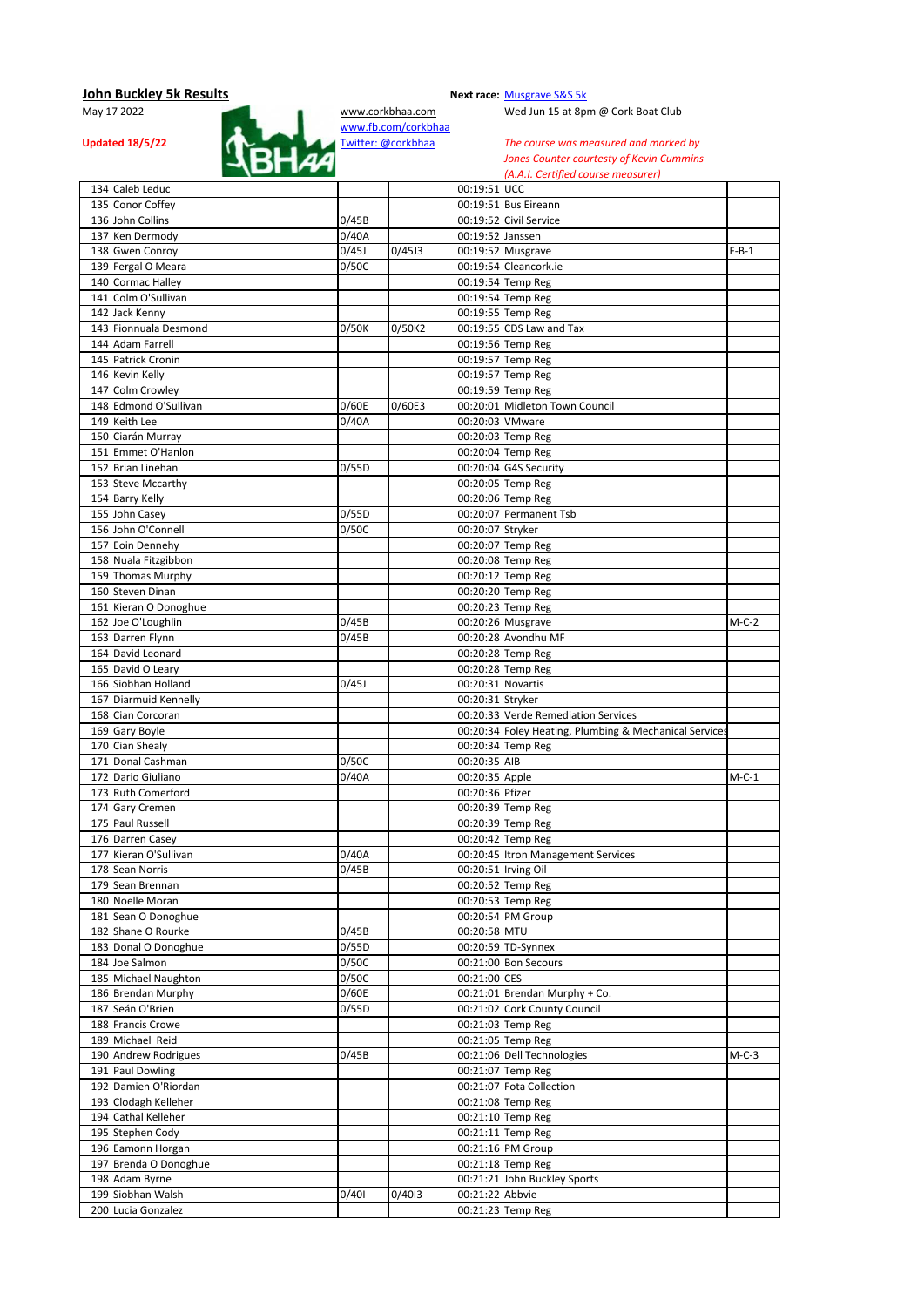**John Buckley 5k Results**

May 17 2022

**Updated 18/5/22**

www.corkbhaa.com
www.fb.com/corkbhaa
Twitter: @corkbhaa

**Next race:** Musgrave S&S 5k
Wed Jun 15 at 8pm @ Cork Boat Club

*The course was measured and marked by Jones Counter courtesy of Kevin Cummins (A.A.I. Certified course measurer)*

| Pos | Name | Cat | Cat2 | Time | Company | Team |
|---|---|---|---|---|---|---|
| 134 | Caleb Leduc | | | 00:19:51 | UCC | |
| 135 | Conor Coffey | | | 00:19:51 | Bus Eireann | |
| 136 | John Collins | 0/45B | | 00:19:52 | Civil Service | |
| 137 | Ken Dermody | 0/40A | | 00:19:52 | Janssen | |
| 138 | Gwen Conroy | 0/45J | 0/45J3 | 00:19:52 | Musgrave | F-B-1 |
| 139 | Fergal O Meara | 0/50C | | 00:19:54 | Cleancork.ie | |
| 140 | Cormac Halley | | | 00:19:54 | Temp Reg | |
| 141 | Colm O'Sullivan | | | 00:19:54 | Temp Reg | |
| 142 | Jack Kenny | | | 00:19:55 | Temp Reg | |
| 143 | Fionnuala Desmond | 0/50K | 0/50K2 | 00:19:55 | CDS Law and Tax | |
| 144 | Adam Farrell | | | 00:19:56 | Temp Reg | |
| 145 | Patrick Cronin | | | 00:19:57 | Temp Reg | |
| 146 | Kevin Kelly | | | 00:19:57 | Temp Reg | |
| 147 | Colm Crowley | | | 00:19:59 | Temp Reg | |
| 148 | Edmond O'Sullivan | 0/60E | 0/60E3 | 00:20:01 | Midleton Town Council | |
| 149 | Keith Lee | 0/40A | | 00:20:03 | VMware | |
| 150 | Ciarán Murray | | | 00:20:03 | Temp Reg | |
| 151 | Emmet O'Hanlon | | | 00:20:04 | Temp Reg | |
| 152 | Brian Linehan | 0/55D | | 00:20:04 | G4S Security | |
| 153 | Steve Mccarthy | | | 00:20:05 | Temp Reg | |
| 154 | Barry Kelly | | | 00:20:06 | Temp Reg | |
| 155 | John Casey | 0/55D | | 00:20:07 | Permanent Tsb | |
| 156 | John O'Connell | 0/50C | | 00:20:07 | Stryker | |
| 157 | Eoin Dennehy | | | 00:20:07 | Temp Reg | |
| 158 | Nuala Fitzgibbon | | | 00:20:08 | Temp Reg | |
| 159 | Thomas Murphy | | | 00:20:12 | Temp Reg | |
| 160 | Steven Dinan | | | 00:20:20 | Temp Reg | |
| 161 | Kieran O Donoghue | | | 00:20:23 | Temp Reg | |
| 162 | Joe O'Loughlin | 0/45B | | 00:20:26 | Musgrave | M-C-2 |
| 163 | Darren Flynn | 0/45B | | 00:20:28 | Avondhu MF | |
| 164 | David Leonard | | | 00:20:28 | Temp Reg | |
| 165 | David O Leary | | | 00:20:28 | Temp Reg | |
| 166 | Siobhan Holland | 0/45J | | 00:20:31 | Novartis | |
| 167 | Diarmuid Kennelly | | | 00:20:31 | Stryker | |
| 168 | Cian Corcoran | | | 00:20:33 | Verde Remediation Services | |
| 169 | Gary Boyle | | | 00:20:34 | Foley Heating, Plumbing & Mechanical Services | |
| 170 | Cian Shealy | | | 00:20:34 | Temp Reg | |
| 171 | Donal Cashman | 0/50C | | 00:20:35 | AIB | |
| 172 | Dario Giuliano | 0/40A | | 00:20:35 | Apple | M-C-1 |
| 173 | Ruth Comerford | | | 00:20:36 | Pfizer | |
| 174 | Gary Cremen | | | 00:20:39 | Temp Reg | |
| 175 | Paul Russell | | | 00:20:39 | Temp Reg | |
| 176 | Darren Casey | | | 00:20:42 | Temp Reg | |
| 177 | Kieran O'Sullivan | 0/40A | | 00:20:45 | Itron Management Services | |
| 178 | Sean Norris | 0/45B | | 00:20:51 | Irving Oil | |
| 179 | Sean Brennan | | | 00:20:52 | Temp Reg | |
| 180 | Noelle Moran | | | 00:20:53 | Temp Reg | |
| 181 | Sean O Donoghue | | | 00:20:54 | PM Group | |
| 182 | Shane O Rourke | 0/45B | | 00:20:58 | MTU | |
| 183 | Donal O Donoghue | 0/55D | | 00:20:59 | TD-Synnex | |
| 184 | Joe Salmon | 0/50C | | 00:21:00 | Bon Secours | |
| 185 | Michael Naughton | 0/50C | | 00:21:00 | CES | |
| 186 | Brendan Murphy | 0/60E | | 00:21:01 | Brendan Murphy + Co. | |
| 187 | Seán O'Brien | 0/55D | | 00:21:02 | Cork County Council | |
| 188 | Francis Crowe | | | 00:21:03 | Temp Reg | |
| 189 | Michael Reid | | | 00:21:05 | Temp Reg | |
| 190 | Andrew Rodrigues | 0/45B | | 00:21:06 | Dell Technologies | M-C-3 |
| 191 | Paul Dowling | | | 00:21:07 | Temp Reg | |
| 192 | Damien O'Riordan | | | 00:21:07 | Fota Collection | |
| 193 | Clodagh Kelleher | | | 00:21:08 | Temp Reg | |
| 194 | Cathal Kelleher | | | 00:21:10 | Temp Reg | |
| 195 | Stephen Cody | | | 00:21:11 | Temp Reg | |
| 196 | Eamonn Horgan | | | 00:21:16 | PM Group | |
| 197 | Brenda O Donoghue | | | 00:21:18 | Temp Reg | |
| 198 | Adam Byrne | | | 00:21:21 | John Buckley Sports | |
| 199 | Siobhan Walsh | 0/40I | 0/40I3 | 00:21:22 | Abbvie | |
| 200 | Lucia Gonzalez | | | 00:21:23 | Temp Reg | |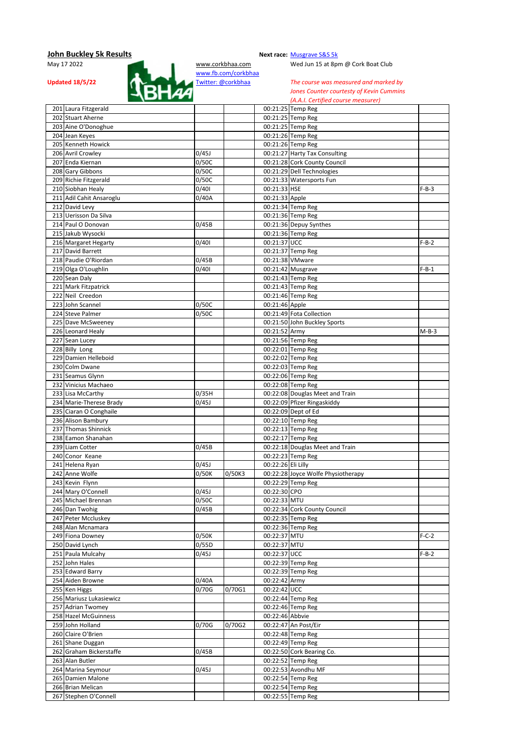## John Buckley 5k Results

May 17 2022

**Updated 18/5/22**

www.corkbhaa.com
www.fb.com/corkbhaa
Twitter: @corkbhaa

**Next race:** Musgrave S&S 5k
Wed Jun 15 at 8pm @ Cork Boat Club

*The course was measured and marked by Jones Counter courtesy of Kevin Cummins (A.A.I. Certified course measurer)*

| Pos | Name | Cat | Cat 2 | Time | Club/Company | Team |
|---|---|---|---|---|---|---|
| 201 | Laura Fitzgerald | | | 00:21:25 | Temp Reg | |
| 202 | Stuart Aherne | | | 00:21:25 | Temp Reg | |
| 203 | Aine O'Donoghue | | | 00:21:25 | Temp Reg | |
| 204 | Jean Keyes | | | 00:21:26 | Temp Reg | |
| 205 | Kenneth Howick | | | 00:21:26 | Temp Reg | |
| 206 | Avril Crowley | 0/45J | | 00:21:27 | Harty Tax Consulting | |
| 207 | Enda Kiernan | 0/50C | | 00:21:28 | Cork County Council | |
| 208 | Gary Gibbons | 0/50C | | 00:21:29 | Dell Technologies | |
| 209 | Richie Fitzgerald | 0/50C | | 00:21:33 | Watersports Fun | |
| 210 | Siobhan Healy | 0/40I | | 00:21:33 | HSE | F-B-3 |
| 211 | Adil Cahit Ansaroglu | 0/40A | | 00:21:33 | Apple | |
| 212 | David Levy | | | 00:21:34 | Temp Reg | |
| 213 | Uerisson Da Silva | | | 00:21:36 | Temp Reg | |
| 214 | Paul O Donovan | 0/45B | | 00:21:36 | Depuy Synthes | |
| 215 | Jakub Wysocki | | | 00:21:36 | Temp Reg | |
| 216 | Margaret Hegarty | 0/40I | | 00:21:37 | UCC | F-B-2 |
| 217 | David Barrett | | | 00:21:37 | Temp Reg | |
| 218 | Paudie O'Riordan | 0/45B | | 00:21:38 | VMware | |
| 219 | Olga O'Loughlin | 0/40I | | 00:21:42 | Musgrave | F-B-1 |
| 220 | Sean Daly | | | 00:21:43 | Temp Reg | |
| 221 | Mark Fitzpatrick | | | 00:21:43 | Temp Reg | |
| 222 | Neil Creedon | | | 00:21:46 | Temp Reg | |
| 223 | John Scannel | 0/50C | | 00:21:46 | Apple | |
| 224 | Steve Palmer | 0/50C | | 00:21:49 | Fota Collection | |
| 225 | Dave McSweeney | | | 00:21:50 | John Buckley Sports | |
| 226 | Leonard Healy | | | 00:21:52 | Army | M-B-3 |
| 227 | Sean Lucey | | | 00:21:56 | Temp Reg | |
| 228 | Billy Long | | | 00:22:01 | Temp Reg | |
| 229 | Damien Helleboid | | | 00:22:02 | Temp Reg | |
| 230 | Colm Dwane | | | 00:22:03 | Temp Reg | |
| 231 | Seamus Glynn | | | 00:22:06 | Temp Reg | |
| 232 | Vinicius Machaeo | | | 00:22:08 | Temp Reg | |
| 233 | Lisa McCarthy | 0/35H | | 00:22:08 | Douglas Meet and Train | |
| 234 | Marie-Therese Brady | 0/45J | | 00:22:09 | Pfizer Ringaskiddy | |
| 235 | Ciaran O Conghaile | | | 00:22:09 | Dept of Ed | |
| 236 | Alison Bambury | | | 00:22:10 | Temp Reg | |
| 237 | Thomas Shinnick | | | 00:22:13 | Temp Reg | |
| 238 | Eamon Shanahan | | | 00:22:17 | Temp Reg | |
| 239 | Liam Cotter | 0/45B | | 00:22:18 | Douglas Meet and Train | |
| 240 | Conor Keane | | | 00:22:23 | Temp Reg | |
| 241 | Helena Ryan | 0/45J | | 00:22:26 | Eli Lilly | |
| 242 | Anne Wolfe | 0/50K | 0/50K3 | 00:22:28 | Joyce Wolfe Physiotherapy | |
| 243 | Kevin Flynn | | | 00:22:29 | Temp Reg | |
| 244 | Mary O'Connell | 0/45J | | 00:22:30 | CPO | |
| 245 | Michael Brennan | 0/50C | | 00:22:33 | MTU | |
| 246 | Dan Twohig | 0/45B | | 00:22:34 | Cork County Council | |
| 247 | Peter Mccluskey | | | 00:22:35 | Temp Reg | |
| 248 | Alan Mcnamara | | | 00:22:36 | Temp Reg | |
| 249 | Fiona Downey | 0/50K | | 00:22:37 | MTU | F-C-2 |
| 250 | David Lynch | 0/55D | | 00:22:37 | MTU | |
| 251 | Paula Mulcahy | 0/45J | | 00:22:37 | UCC | F-B-2 |
| 252 | John Hales | | | 00:22:39 | Temp Reg | |
| 253 | Edward Barry | | | 00:22:39 | Temp Reg | |
| 254 | Aiden Browne | 0/40A | | 00:22:42 | Army | |
| 255 | Ken Higgs | 0/70G | 0/70G1 | 00:22:42 | UCC | |
| 256 | Mariusz Lukasiewicz | | | 00:22:44 | Temp Reg | |
| 257 | Adrian Twomey | | | 00:22:46 | Temp Reg | |
| 258 | Hazel McGuinness | | | 00:22:46 | Abbvie | |
| 259 | John Holland | 0/70G | 0/70G2 | 00:22:47 | An Post/Eir | |
| 260 | Claire O'Brien | | | 00:22:48 | Temp Reg | |
| 261 | Shane Duggan | | | 00:22:49 | Temp Reg | |
| 262 | Graham Bickerstaffe | 0/45B | | 00:22:50 | Cork Bearing Co. | |
| 263 | Alan Butler | | | 00:22:52 | Temp Reg | |
| 264 | Marina Seymour | 0/45J | | 00:22:53 | Avondhu MF | |
| 265 | Damien Malone | | | 00:22:54 | Temp Reg | |
| 266 | Brian Melican | | | 00:22:54 | Temp Reg | |
| 267 | Stephen O'Connell | | | 00:22:55 | Temp Reg | |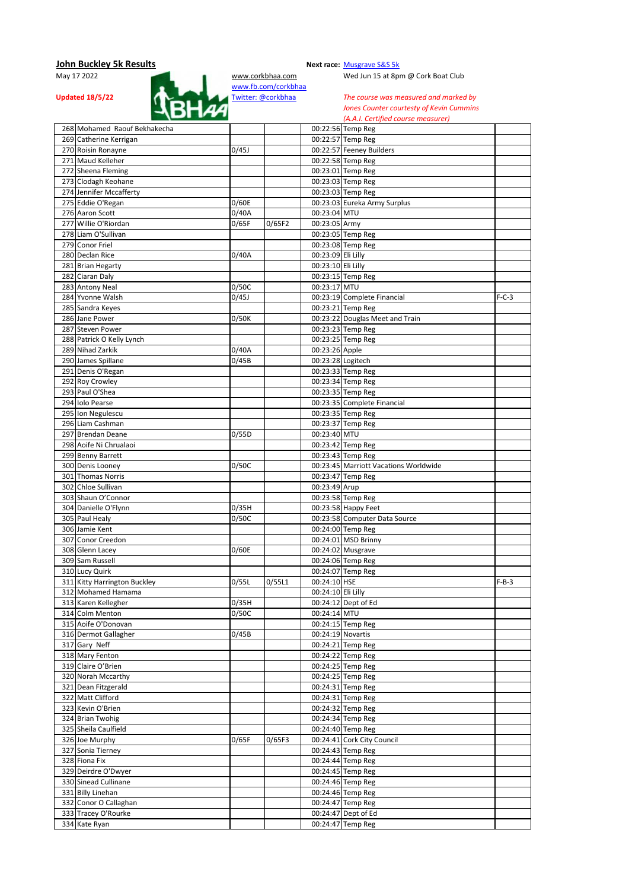**John Buckley 5k Results**

May 17 2022

**Updated 18/5/22**

www.corkbhaa.com
www.fb.com/corkbhaa
Twitter: @corkbhaa

**Next race:** Musgrave S&S 5k
Wed Jun 15 at 8pm @ Cork Boat Club

*The course was measured and marked by Jones Counter courtesy of Kevin Cummins (A.A.I. Certified course measurer)*

| | | | | | | |
|---|---|---|---|---|---|---|
| 268 | Mohamed Raouf Bekhakecha | | | 00:22:56 | Temp Reg | |
| 269 | Catherine Kerrigan | | | 00:22:57 | Temp Reg | |
| 270 | Roisin Ronayne | 0/45J | | 00:22:57 | Feeney Builders | |
| 271 | Maud Kelleher | | | 00:22:58 | Temp Reg | |
| 272 | Sheena Fleming | | | 00:23:01 | Temp Reg | |
| 273 | Clodagh Keohane | | | 00:23:03 | Temp Reg | |
| 274 | Jennifer Mccafferty | | | 00:23:03 | Temp Reg | |
| 275 | Eddie O'Regan | 0/60E | | 00:23:03 | Eureka Army Surplus | |
| 276 | Aaron Scott | 0/40A | | 00:23:04 | MTU | |
| 277 | Willie O'Riordan | 0/65F | 0/65F2 | 00:23:05 | Army | |
| 278 | Liam O'Sullivan | | | 00:23:05 | Temp Reg | |
| 279 | Conor Friel | | | 00:23:08 | Temp Reg | |
| 280 | Declan Rice | 0/40A | | 00:23:09 | Eli Lilly | |
| 281 | Brian Hegarty | | | 00:23:10 | Eli Lilly | |
| 282 | Ciaran Daly | | | 00:23:15 | Temp Reg | |
| 283 | Antony Neal | 0/50C | | 00:23:17 | MTU | |
| 284 | Yvonne Walsh | 0/45J | | 00:23:19 | Complete Financial | F-C-3 |
| 285 | Sandra Keyes | | | 00:23:21 | Temp Reg | |
| 286 | Jane Power | 0/50K | | 00:23:22 | Douglas Meet and Train | |
| 287 | Steven Power | | | 00:23:23 | Temp Reg | |
| 288 | Patrick O Kelly Lynch | | | 00:23:25 | Temp Reg | |
| 289 | Nihad Zarkik | 0/40A | | 00:23:26 | Apple | |
| 290 | James Spillane | 0/45B | | 00:23:28 | Logitech | |
| 291 | Denis O'Regan | | | 00:23:33 | Temp Reg | |
| 292 | Roy Crowley | | | 00:23:34 | Temp Reg | |
| 293 | Paul O'Shea | | | 00:23:35 | Temp Reg | |
| 294 | Iolo Pearse | | | 00:23:35 | Complete Financial | |
| 295 | Ion Negulescu | | | 00:23:35 | Temp Reg | |
| 296 | Liam Cashman | | | 00:23:37 | Temp Reg | |
| 297 | Brendan Deane | 0/55D | | 00:23:40 | MTU | |
| 298 | Aoife Ni Chrualaoi | | | 00:23:42 | Temp Reg | |
| 299 | Benny Barrett | | | 00:23:43 | Temp Reg | |
| 300 | Denis Looney | 0/50C | | 00:23:45 | Marriott Vacations Worldwide | |
| 301 | Thomas Norris | | | 00:23:47 | Temp Reg | |
| 302 | Chloe Sullivan | | | 00:23:49 | Arup | |
| 303 | Shaun O'Connor | | | 00:23:58 | Temp Reg | |
| 304 | Danielle O'Flynn | 0/35H | | 00:23:58 | Happy Feet | |
| 305 | Paul Healy | 0/50C | | 00:23:58 | Computer Data Source | |
| 306 | Jamie Kent | | | 00:24:00 | Temp Reg | |
| 307 | Conor Creedon | | | 00:24:01 | MSD Brinny | |
| 308 | Glenn Lacey | 0/60E | | 00:24:02 | Musgrave | |
| 309 | Sam Russell | | | 00:24:06 | Temp Reg | |
| 310 | Lucy Quirk | | | 00:24:07 | Temp Reg | |
| 311 | Kitty Harrington Buckley | 0/55L | 0/55L1 | 00:24:10 | HSE | F-B-3 |
| 312 | Mohamed Hamama | | | 00:24:10 | Eli Lilly | |
| 313 | Karen Kellegher | 0/35H | | 00:24:12 | Dept of Ed | |
| 314 | Colm Menton | 0/50C | | 00:24:14 | MTU | |
| 315 | Aoife O'Donovan | | | 00:24:15 | Temp Reg | |
| 316 | Dermot Gallagher | 0/45B | | 00:24:19 | Novartis | |
| 317 | Gary Neff | | | 00:24:21 | Temp Reg | |
| 318 | Mary Fenton | | | 00:24:22 | Temp Reg | |
| 319 | Claire O'Brien | | | 00:24:25 | Temp Reg | |
| 320 | Norah Mccarthy | | | 00:24:25 | Temp Reg | |
| 321 | Dean Fitzgerald | | | 00:24:31 | Temp Reg | |
| 322 | Matt Clifford | | | 00:24:31 | Temp Reg | |
| 323 | Kevin O'Brien | | | 00:24:32 | Temp Reg | |
| 324 | Brian Twohig | | | 00:24:34 | Temp Reg | |
| 325 | Sheila Caulfield | | | 00:24:40 | Temp Reg | |
| 326 | Joe Murphy | 0/65F | 0/65F3 | 00:24:41 | Cork City Council | |
| 327 | Sonia Tierney | | | 00:24:43 | Temp Reg | |
| 328 | Fiona Fix | | | 00:24:44 | Temp Reg | |
| 329 | Deirdre O'Dwyer | | | 00:24:45 | Temp Reg | |
| 330 | Sinead Cullinane | | | 00:24:46 | Temp Reg | |
| 331 | Billy Linehan | | | 00:24:46 | Temp Reg | |
| 332 | Conor O Callaghan | | | 00:24:47 | Temp Reg | |
| 333 | Tracey O'Rourke | | | 00:24:47 | Dept of Ed | |
| 334 | Kate Ryan | | | 00:24:47 | Temp Reg | |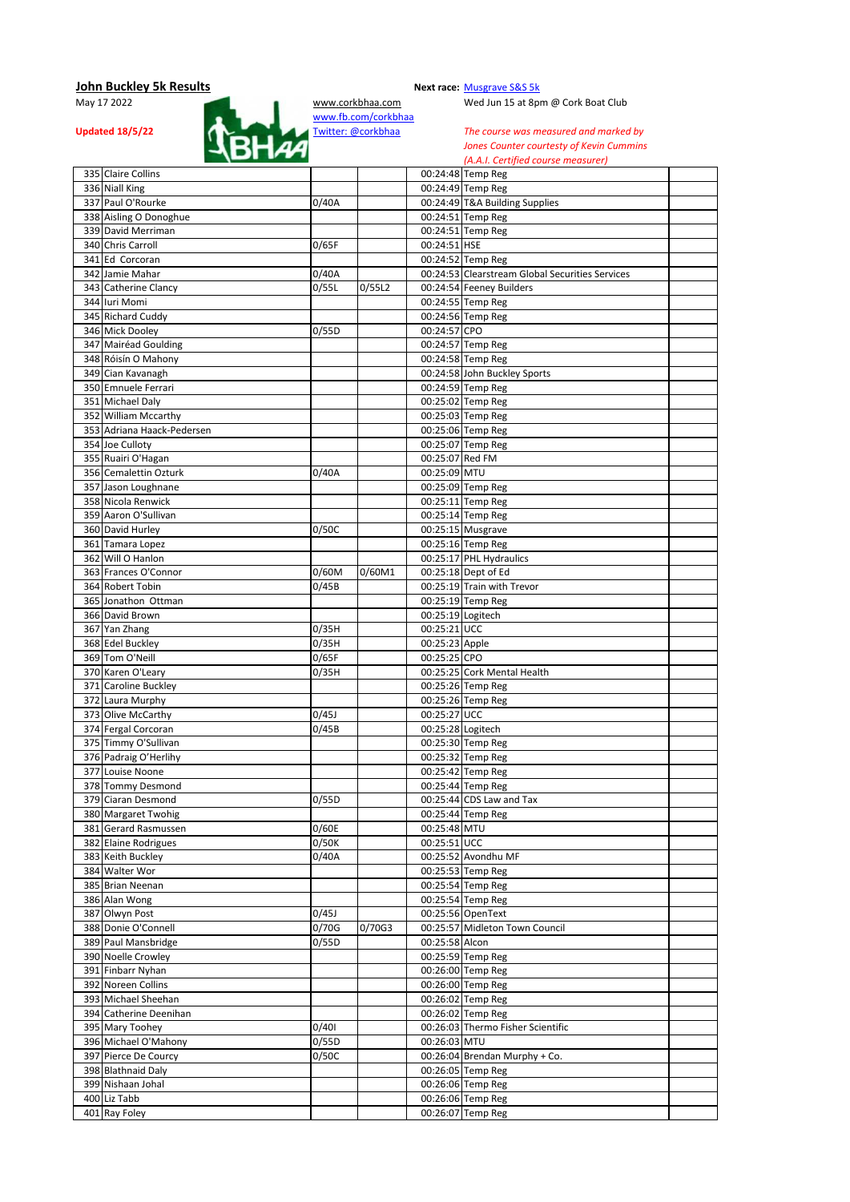## John Buckley 5k Results

May 17 2022

**Updated 18/5/22**

www.corkbhaa.com
www.fb.com/corkbhaa
Twitter: @corkbhaa

**Next race:** Musgrave S&S 5k
Wed Jun 15 at 8pm @ Cork Boat Club

*The course was measured and marked by Jones Counter courtesy of Kevin Cummins (A.A.I. Certified course measurer)*

| Pos | Name | Cat | Cat Pos | Time | Company | |
|---|---|---|---|---|---|---|
| 335 | Claire Collins | | | 00:24:48 | Temp Reg | |
| 336 | Niall King | | | 00:24:49 | Temp Reg | |
| 337 | Paul O'Rourke | 0/40A | | 00:24:49 | T&A Building Supplies | |
| 338 | Aisling O Donoghue | | | 00:24:51 | Temp Reg | |
| 339 | David Merriman | | | 00:24:51 | Temp Reg | |
| 340 | Chris Carroll | 0/65F | | 00:24:51 | HSE | |
| 341 | Ed Corcoran | | | 00:24:52 | Temp Reg | |
| 342 | Jamie Mahar | 0/40A | | 00:24:53 | Clearstream Global Securities Services | |
| 343 | Catherine Clancy | 0/55L | 0/55L2 | 00:24:54 | Feeney Builders | |
| 344 | Iuri Momi | | | 00:24:55 | Temp Reg | |
| 345 | Richard Cuddy | | | 00:24:56 | Temp Reg | |
| 346 | Mick Dooley | 0/55D | | 00:24:57 | CPO | |
| 347 | Mairéad Goulding | | | 00:24:57 | Temp Reg | |
| 348 | Róisín O Mahony | | | 00:24:58 | Temp Reg | |
| 349 | Cian Kavanagh | | | 00:24:58 | John Buckley Sports | |
| 350 | Emnuele Ferrari | | | 00:24:59 | Temp Reg | |
| 351 | Michael Daly | | | 00:25:02 | Temp Reg | |
| 352 | William Mccarthy | | | 00:25:03 | Temp Reg | |
| 353 | Adriana Haack-Pedersen | | | 00:25:06 | Temp Reg | |
| 354 | Joe Culloty | | | 00:25:07 | Temp Reg | |
| 355 | Ruairi O'Hagan | | | 00:25:07 | Red FM | |
| 356 | Cemalettin Ozturk | 0/40A | | 00:25:09 | MTU | |
| 357 | Jason Loughnane | | | 00:25:09 | Temp Reg | |
| 358 | Nicola Renwick | | | 00:25:11 | Temp Reg | |
| 359 | Aaron O'Sullivan | | | 00:25:14 | Temp Reg | |
| 360 | David Hurley | 0/50C | | 00:25:15 | Musgrave | |
| 361 | Tamara Lopez | | | 00:25:16 | Temp Reg | |
| 362 | Will O Hanlon | | | 00:25:17 | PHL Hydraulics | |
| 363 | Frances O'Connor | 0/60M | 0/60M1 | 00:25:18 | Dept of Ed | |
| 364 | Robert Tobin | 0/45B | | 00:25:19 | Train with Trevor | |
| 365 | Jonathon Ottman | | | 00:25:19 | Temp Reg | |
| 366 | David Brown | | | 00:25:19 | Logitech | |
| 367 | Yan Zhang | 0/35H | | 00:25:21 | UCC | |
| 368 | Edel Buckley | 0/35H | | 00:25:23 | Apple | |
| 369 | Tom O'Neill | 0/65F | | 00:25:25 | CPO | |
| 370 | Karen O'Leary | 0/35H | | 00:25:25 | Cork Mental Health | |
| 371 | Caroline Buckley | | | 00:25:26 | Temp Reg | |
| 372 | Laura Murphy | | | 00:25:26 | Temp Reg | |
| 373 | Olive McCarthy | 0/45J | | 00:25:27 | UCC | |
| 374 | Fergal Corcoran | 0/45B | | 00:25:28 | Logitech | |
| 375 | Timmy O'Sullivan | | | 00:25:30 | Temp Reg | |
| 376 | Padraig O'Herlihy | | | 00:25:32 | Temp Reg | |
| 377 | Louise Noone | | | 00:25:42 | Temp Reg | |
| 378 | Tommy Desmond | | | 00:25:44 | Temp Reg | |
| 379 | Ciaran Desmond | 0/55D | | 00:25:44 | CDS Law and Tax | |
| 380 | Margaret Twohig | | | 00:25:44 | Temp Reg | |
| 381 | Gerard Rasmussen | 0/60E | | 00:25:48 | MTU | |
| 382 | Elaine Rodrigues | 0/50K | | 00:25:51 | UCC | |
| 383 | Keith Buckley | 0/40A | | 00:25:52 | Avondhu MF | |
| 384 | Walter Wor | | | 00:25:53 | Temp Reg | |
| 385 | Brian Neenan | | | 00:25:54 | Temp Reg | |
| 386 | Alan Wong | | | 00:25:54 | Temp Reg | |
| 387 | Olwyn Post | 0/45J | | 00:25:56 | OpenText | |
| 388 | Donie O'Connell | 0/70G | 0/70G3 | 00:25:57 | Midleton Town Council | |
| 389 | Paul Mansbridge | 0/55D | | 00:25:58 | Alcon | |
| 390 | Noelle Crowley | | | 00:25:59 | Temp Reg | |
| 391 | Finbarr Nyhan | | | 00:26:00 | Temp Reg | |
| 392 | Noreen Collins | | | 00:26:00 | Temp Reg | |
| 393 | Michael Sheehan | | | 00:26:02 | Temp Reg | |
| 394 | Catherine Deenihan | | | 00:26:02 | Temp Reg | |
| 395 | Mary Toohey | 0/40I | | 00:26:03 | Thermo Fisher Scientific | |
| 396 | Michael O'Mahony | 0/55D | | 00:26:03 | MTU | |
| 397 | Pierce De Courcy | 0/50C | | 00:26:04 | Brendan Murphy + Co. | |
| 398 | Blathnaid Daly | | | 00:26:05 | Temp Reg | |
| 399 | Nishaan Johal | | | 00:26:06 | Temp Reg | |
| 400 | Liz Tabb | | | 00:26:06 | Temp Reg | |
| 401 | Ray Foley | | | 00:26:07 | Temp Reg | |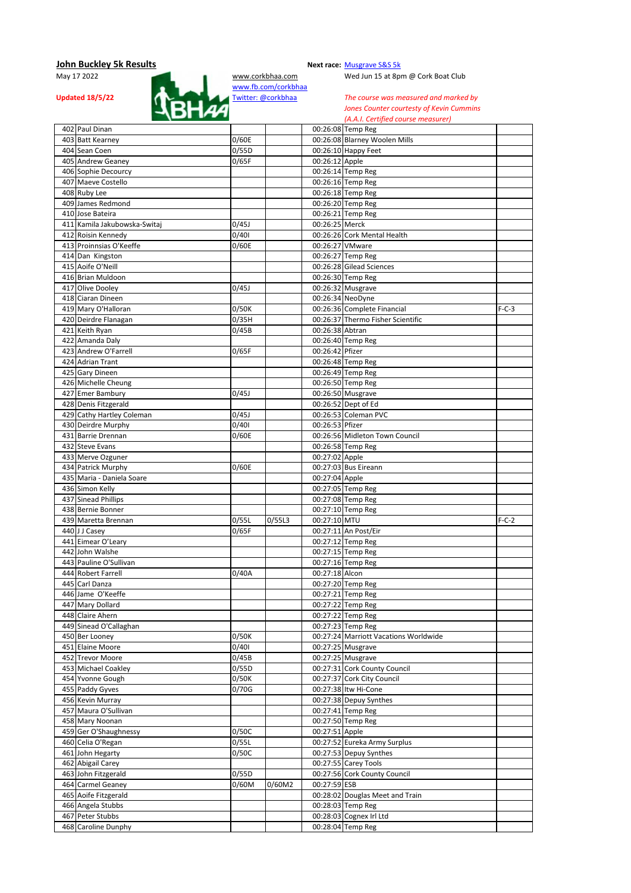**John Buckley 5k Results**

May 17 2022

**Updated 18/5/22**

www.corkbhaa.com
www.fb.com/corkbhaa
Twitter: @corkbhaa

**Next race:** Musgrave S&S 5k
Wed Jun 15 at 8pm @ Cork Boat Club

*The course was measured and marked by Jones Counter courtesy of Kevin Cummins (A.A.I. Certified course measurer)*

| Pos | Name | Cat | Cat2 | Time | Club/Company | Team |
|---|---|---|---|---|---|---|
| 402 | Paul Dinan | | | 00:26:08 | Temp Reg | |
| 403 | Batt Kearney | 0/60E | | 00:26:08 | Blarney Woolen Mills | |
| 404 | Sean Coen | 0/55D | | 00:26:10 | Happy Feet | |
| 405 | Andrew Geaney | 0/65F | | 00:26:12 | Apple | |
| 406 | Sophie Decourcy | | | 00:26:14 | Temp Reg | |
| 407 | Maeve Costello | | | 00:26:16 | Temp Reg | |
| 408 | Ruby Lee | | | 00:26:18 | Temp Reg | |
| 409 | James Redmond | | | 00:26:20 | Temp Reg | |
| 410 | Jose Bateira | | | 00:26:21 | Temp Reg | |
| 411 | Kamila Jakubowska-Switaj | 0/45J | | 00:26:25 | Merck | |
| 412 | Roisin Kennedy | 0/40I | | 00:26:26 | Cork Mental Health | |
| 413 | Proinnsias O'Keeffe | 0/60E | | 00:26:27 | VMware | |
| 414 | Dan Kingston | | | 00:26:27 | Temp Reg | |
| 415 | Aoife O'Neill | | | 00:26:28 | Gilead Sciences | |
| 416 | Brian Muldoon | | | 00:26:30 | Temp Reg | |
| 417 | Olive Dooley | 0/45J | | 00:26:32 | Musgrave | |
| 418 | Ciaran Dineen | | | 00:26:34 | NeoDyne | |
| 419 | Mary O'Halloran | 0/50K | | 00:26:36 | Complete Financial | F-C-3 |
| 420 | Deirdre Flanagan | 0/35H | | 00:26:37 | Thermo Fisher Scientific | |
| 421 | Keith Ryan | 0/45B | | 00:26:38 | Abtran | |
| 422 | Amanda Daly | | | 00:26:40 | Temp Reg | |
| 423 | Andrew O'Farrell | 0/65F | | 00:26:42 | Pfizer | |
| 424 | Adrian Trant | | | 00:26:48 | Temp Reg | |
| 425 | Gary Dineen | | | 00:26:49 | Temp Reg | |
| 426 | Michelle Cheung | | | 00:26:50 | Temp Reg | |
| 427 | Emer Bambury | 0/45J | | 00:26:50 | Musgrave | |
| 428 | Denis Fitzgerald | | | 00:26:52 | Dept of Ed | |
| 429 | Cathy Hartley Coleman | 0/45J | | 00:26:53 | Coleman PVC | |
| 430 | Deirdre Murphy | 0/40I | | 00:26:53 | Pfizer | |
| 431 | Barrie Drennan | 0/60E | | 00:26:56 | Midleton Town Council | |
| 432 | Steve Evans | | | 00:26:58 | Temp Reg | |
| 433 | Merve Ozguner | | | 00:27:02 | Apple | |
| 434 | Patrick Murphy | 0/60E | | 00:27:03 | Bus Eireann | |
| 435 | Maria - Daniela Soare | | | 00:27:04 | Apple | |
| 436 | Simon Kelly | | | 00:27:05 | Temp Reg | |
| 437 | Sinead Phillips | | | 00:27:08 | Temp Reg | |
| 438 | Bernie Bonner | | | 00:27:10 | Temp Reg | |
| 439 | Maretta Brennan | 0/55L | 0/55L3 | 00:27:10 | MTU | F-C-2 |
| 440 | J J Casey | 0/65F | | 00:27:11 | An Post/Eir | |
| 441 | Eimear O'Leary | | | 00:27:12 | Temp Reg | |
| 442 | John Walshe | | | 00:27:15 | Temp Reg | |
| 443 | Pauline O'Sullivan | | | 00:27:16 | Temp Reg | |
| 444 | Robert Farrell | 0/40A | | 00:27:18 | Alcon | |
| 445 | Carl Danza | | | 00:27:20 | Temp Reg | |
| 446 | Jame O'Keeffe | | | 00:27:21 | Temp Reg | |
| 447 | Mary Dollard | | | 00:27:22 | Temp Reg | |
| 448 | Claire Ahern | | | 00:27:22 | Temp Reg | |
| 449 | Sinead O'Callaghan | | | 00:27:23 | Temp Reg | |
| 450 | Ber Looney | 0/50K | | 00:27:24 | Marriott Vacations Worldwide | |
| 451 | Elaine Moore | 0/40I | | 00:27:25 | Musgrave | |
| 452 | Trevor Moore | 0/45B | | 00:27:25 | Musgrave | |
| 453 | Michael Coakley | 0/55D | | 00:27:31 | Cork County Council | |
| 454 | Yvonne Gough | 0/50K | | 00:27:37 | Cork City Council | |
| 455 | Paddy Gyves | 0/70G | | 00:27:38 | Itw Hi-Cone | |
| 456 | Kevin Murray | | | 00:27:38 | Depuy Synthes | |
| 457 | Maura O'Sullivan | | | 00:27:41 | Temp Reg | |
| 458 | Mary Noonan | | | 00:27:50 | Temp Reg | |
| 459 | Ger O'Shaughnessy | 0/50C | | 00:27:51 | Apple | |
| 460 | Celia O'Regan | 0/55L | | 00:27:52 | Eureka Army Surplus | |
| 461 | John Hegarty | 0/50C | | 00:27:53 | Depuy Synthes | |
| 462 | Abigail Carey | | | 00:27:55 | Carey Tools | |
| 463 | John Fitzgerald | 0/55D | | 00:27:56 | Cork County Council | |
| 464 | Carmel Geaney | 0/60M | 0/60M2 | 00:27:59 | ESB | |
| 465 | Aoife Fitzgerald | | | 00:28:02 | Douglas Meet and Train | |
| 466 | Angela Stubbs | | | 00:28:03 | Temp Reg | |
| 467 | Peter Stubbs | | | 00:28:03 | Cognex Irl Ltd | |
| 468 | Caroline Dunphy | | | 00:28:04 | Temp Reg | |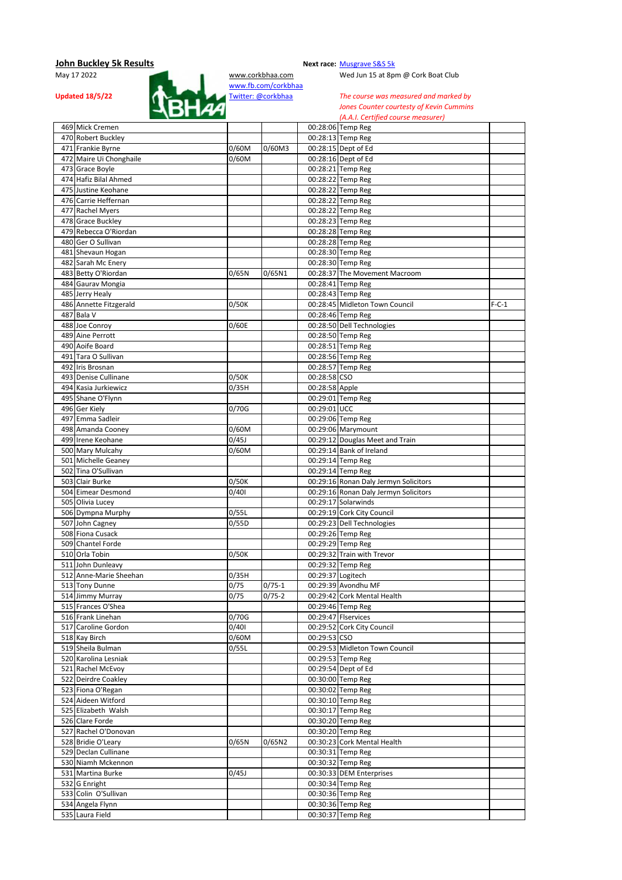**John Buckley 5k Results**

May 17 2022

**Updated 18/5/22**

www.corkbhaa.com
www.fb.com/corkbhaa
Twitter: @corkbhaa

**Next race:** Musgrave S&S 5k
Wed Jun 15 at 8pm @ Cork Boat Club

*The course was measured and marked by Jones Counter courtesy of Kevin Cummins (A.A.I. Certified course measurer)*

| Pos | Name | Cat | Cat Pos | Time | Team | |
|---|---|---|---|---|---|---|
| 469 | Mick Cremen | | | 00:28:06 | Temp Reg | |
| 470 | Robert Buckley | | | 00:28:13 | Temp Reg | |
| 471 | Frankie Byrne | 0/60M | 0/60M3 | 00:28:15 | Dept of Ed | |
| 472 | Maire Ui Chonghaile | 0/60M | | 00:28:16 | Dept of Ed | |
| 473 | Grace Boyle | | | 00:28:21 | Temp Reg | |
| 474 | Hafiz Bilal Ahmed | | | 00:28:22 | Temp Reg | |
| 475 | Justine Keohane | | | 00:28:22 | Temp Reg | |
| 476 | Carrie Heffernan | | | 00:28:22 | Temp Reg | |
| 477 | Rachel Myers | | | 00:28:22 | Temp Reg | |
| 478 | Grace Buckley | | | 00:28:23 | Temp Reg | |
| 479 | Rebecca O'Riordan | | | 00:28:28 | Temp Reg | |
| 480 | Ger O Sullivan | | | 00:28:28 | Temp Reg | |
| 481 | Shevaun Hogan | | | 00:28:30 | Temp Reg | |
| 482 | Sarah Mc Enery | | | 00:28:30 | Temp Reg | |
| 483 | Betty O'Riordan | 0/65N | 0/65N1 | 00:28:37 | The Movement Macroom | |
| 484 | Gaurav Mongia | | | 00:28:41 | Temp Reg | |
| 485 | Jerry Healy | | | 00:28:43 | Temp Reg | |
| 486 | Annette Fitzgerald | 0/50K | | 00:28:45 | Midleton Town Council | F-C-1 |
| 487 | Bala V | | | 00:28:46 | Temp Reg | |
| 488 | Joe Conroy | 0/60E | | 00:28:50 | Dell Technologies | |
| 489 | Aine Perrott | | | 00:28:50 | Temp Reg | |
| 490 | Aoife Board | | | 00:28:51 | Temp Reg | |
| 491 | Tara O Sullivan | | | 00:28:56 | Temp Reg | |
| 492 | Iris Brosnan | | | 00:28:57 | Temp Reg | |
| 493 | Denise Cullinane | 0/50K | | 00:28:58 | CSO | |
| 494 | Kasia Jurkiewicz | 0/35H | | 00:28:58 | Apple | |
| 495 | Shane O'Flynn | | | 00:29:01 | Temp Reg | |
| 496 | Ger Kiely | 0/70G | | 00:29:01 | UCC | |
| 497 | Emma Sadleir | | | 00:29:06 | Temp Reg | |
| 498 | Amanda Cooney | 0/60M | | 00:29:06 | Marymount | |
| 499 | Irene Keohane | 0/45J | | 00:29:12 | Douglas Meet and Train | |
| 500 | Mary Mulcahy | 0/60M | | 00:29:14 | Bank of Ireland | |
| 501 | Michelle Geaney | | | 00:29:14 | Temp Reg | |
| 502 | Tina O'Sullivan | | | 00:29:14 | Temp Reg | |
| 503 | Clair Burke | 0/50K | | 00:29:16 | Ronan Daly Jermyn Solicitors | |
| 504 | Eimear Desmond | 0/40I | | 00:29:16 | Ronan Daly Jermyn Solicitors | |
| 505 | Olivia Lucey | | | 00:29:17 | Solarwinds | |
| 506 | Dympna Murphy | 0/55L | | 00:29:19 | Cork City Council | |
| 507 | John Cagney | 0/55D | | 00:29:23 | Dell Technologies | |
| 508 | Fiona Cusack | | | 00:29:26 | Temp Reg | |
| 509 | Chantel Forde | | | 00:29:29 | Temp Reg | |
| 510 | Orla Tobin | 0/50K | | 00:29:32 | Train with Trevor | |
| 511 | John Dunleavy | | | 00:29:32 | Temp Reg | |
| 512 | Anne-Marie Sheehan | 0/35H | | 00:29:37 | Logitech | |
| 513 | Tony Dunne | 0/75 | 0/75-1 | 00:29:39 | Avondhu MF | |
| 514 | Jimmy Murray | 0/75 | 0/75-2 | 00:29:42 | Cork Mental Health | |
| 515 | Frances O'Shea | | | 00:29:46 | Temp Reg | |
| 516 | Frank Linehan | 0/70G | | 00:29:47 | Flservices | |
| 517 | Caroline Gordon | 0/40I | | 00:29:52 | Cork City Council | |
| 518 | Kay Birch | 0/60M | | 00:29:53 | CSO | |
| 519 | Sheila Bulman | 0/55L | | 00:29:53 | Midleton Town Council | |
| 520 | Karolina Lesniak | | | 00:29:53 | Temp Reg | |
| 521 | Rachel McEvoy | | | 00:29:54 | Dept of Ed | |
| 522 | Deirdre Coakley | | | 00:30:00 | Temp Reg | |
| 523 | Fiona O'Regan | | | 00:30:02 | Temp Reg | |
| 524 | Aideen Witford | | | 00:30:10 | Temp Reg | |
| 525 | Elizabeth Walsh | | | 00:30:17 | Temp Reg | |
| 526 | Clare Forde | | | 00:30:20 | Temp Reg | |
| 527 | Rachel O'Donovan | | | 00:30:20 | Temp Reg | |
| 528 | Bridie O'Leary | 0/65N | 0/65N2 | 00:30:23 | Cork Mental Health | |
| 529 | Declan Cullinane | | | 00:30:31 | Temp Reg | |
| 530 | Niamh Mckennon | | | 00:30:32 | Temp Reg | |
| 531 | Martina Burke | 0/45J | | 00:30:33 | DEM Enterprises | |
| 532 | G Enright | | | 00:30:34 | Temp Reg | |
| 533 | Colin O'Sullivan | | | 00:30:36 | Temp Reg | |
| 534 | Angela Flynn | | | 00:30:36 | Temp Reg | |
| 535 | Laura Field | | | 00:30:37 | Temp Reg | |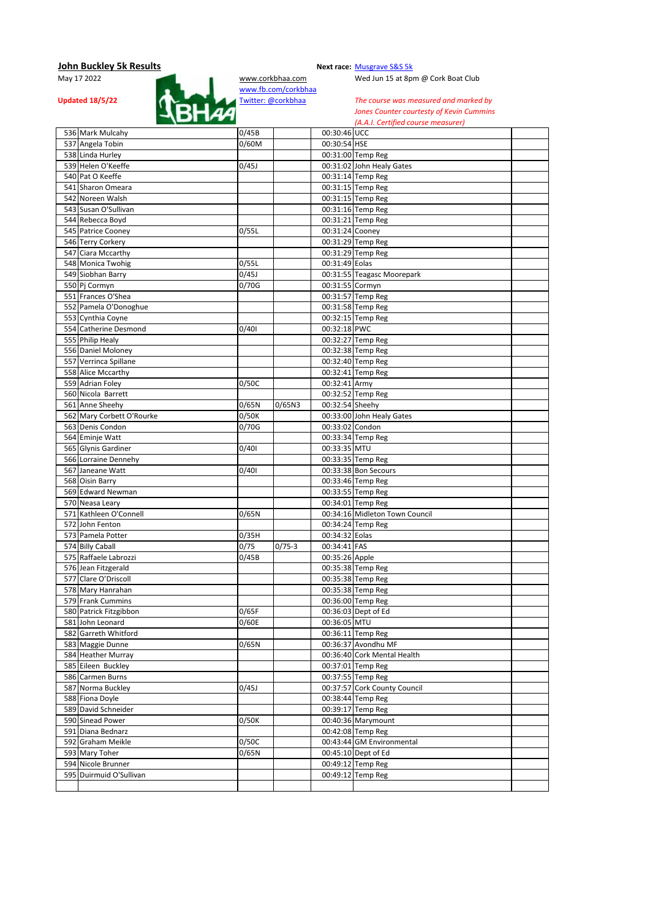## John Buckley 5k Results

May 17 2022

**Updated 18/5/22**

www.corkbhaa.com
www.fb.com/corkbhaa
Twitter: @corkbhaa

**Next race:** Musgrave S&S 5k
Wed Jun 15 at 8pm @ Cork Boat Club

*The course was measured and marked by Jones Counter courtesy of Kevin Cummins (A.A.I. Certified course measurer)*

| | | | | | | |
|---|---|---|---|---|---|---|
| 536 | Mark Mulcahy | 0/45B | | 00:30:46 | UCC | |
| 537 | Angela Tobin | 0/60M | | 00:30:54 | HSE | |
| 538 | Linda Hurley | | | 00:31:00 | Temp Reg | |
| 539 | Helen O'Keeffe | 0/45J | | 00:31:02 | John Healy Gates | |
| 540 | Pat O Keeffe | | | 00:31:14 | Temp Reg | |
| 541 | Sharon Omeara | | | 00:31:15 | Temp Reg | |
| 542 | Noreen Walsh | | | 00:31:15 | Temp Reg | |
| 543 | Susan O'Sullivan | | | 00:31:16 | Temp Reg | |
| 544 | Rebecca Boyd | | | 00:31:21 | Temp Reg | |
| 545 | Patrice Cooney | 0/55L | | 00:31:24 | Cooney | |
| 546 | Terry Corkery | | | 00:31:29 | Temp Reg | |
| 547 | Ciara Mccarthy | | | 00:31:29 | Temp Reg | |
| 548 | Monica Twohig | 0/55L | | 00:31:49 | Eolas | |
| 549 | Siobhan Barry | 0/45J | | 00:31:55 | Teagasc Moorepark | |
| 550 | Pj Cormyn | 0/70G | | 00:31:55 | Cormyn | |
| 551 | Frances O'Shea | | | 00:31:57 | Temp Reg | |
| 552 | Pamela O'Donoghue | | | 00:31:58 | Temp Reg | |
| 553 | Cynthia Coyne | | | 00:32:15 | Temp Reg | |
| 554 | Catherine Desmond | 0/40I | | 00:32:18 | PWC | |
| 555 | Philip Healy | | | 00:32:27 | Temp Reg | |
| 556 | Daniel Moloney | | | 00:32:38 | Temp Reg | |
| 557 | Verrinca Spillane | | | 00:32:40 | Temp Reg | |
| 558 | Alice Mccarthy | | | 00:32:41 | Temp Reg | |
| 559 | Adrian Foley | 0/50C | | 00:32:41 | Army | |
| 560 | Nicola Barrett | | | 00:32:52 | Temp Reg | |
| 561 | Anne Sheehy | 0/65N | 0/65N3 | 00:32:54 | Sheehy | |
| 562 | Mary Corbett O'Rourke | 0/50K | | 00:33:00 | John Healy Gates | |
| 563 | Denis Condon | 0/70G | | 00:33:02 | Condon | |
| 564 | Eminje Watt | | | 00:33:34 | Temp Reg | |
| 565 | Glynis Gardiner | 0/40I | | 00:33:35 | MTU | |
| 566 | Lorraine Dennehy | | | 00:33:35 | Temp Reg | |
| 567 | Janeane Watt | 0/40I | | 00:33:38 | Bon Secours | |
| 568 | Oisin Barry | | | 00:33:46 | Temp Reg | |
| 569 | Edward Newman | | | 00:33:55 | Temp Reg | |
| 570 | Neasa Leary | | | 00:34:01 | Temp Reg | |
| 571 | Kathleen O'Connell | 0/65N | | 00:34:16 | Midleton Town Council | |
| 572 | John Fenton | | | 00:34:24 | Temp Reg | |
| 573 | Pamela Potter | 0/35H | | 00:34:32 | Eolas | |
| 574 | Billy Caball | 0/75 | 0/75-3 | 00:34:41 | FAS | |
| 575 | Raffaele Labrozzi | 0/45B | | 00:35:26 | Apple | |
| 576 | Jean Fitzgerald | | | 00:35:38 | Temp Reg | |
| 577 | Clare O'Driscoll | | | 00:35:38 | Temp Reg | |
| 578 | Mary Hanrahan | | | 00:35:38 | Temp Reg | |
| 579 | Frank Cummins | | | 00:36:00 | Temp Reg | |
| 580 | Patrick Fitzgibbon | 0/65F | | 00:36:03 | Dept of Ed | |
| 581 | John Leonard | 0/60E | | 00:36:05 | MTU | |
| 582 | Garreth Whitford | | | 00:36:11 | Temp Reg | |
| 583 | Maggie Dunne | 0/65N | | 00:36:37 | Avondhu MF | |
| 584 | Heather Murray | | | 00:36:40 | Cork Mental Health | |
| 585 | Eileen Buckley | | | 00:37:01 | Temp Reg | |
| 586 | Carmen Burns | | | 00:37:55 | Temp Reg | |
| 587 | Norma Buckley | 0/45J | | 00:37:57 | Cork County Council | |
| 588 | Fiona Doyle | | | 00:38:44 | Temp Reg | |
| 589 | David Schneider | | | 00:39:17 | Temp Reg | |
| 590 | Sinead Power | 0/50K | | 00:40:36 | Marymount | |
| 591 | Diana Bednarz | | | 00:42:08 | Temp Reg | |
| 592 | Graham Meikle | 0/50C | | 00:43:44 | GM Environmental | |
| 593 | Mary Toher | 0/65N | | 00:45:10 | Dept of Ed | |
| 594 | Nicole Brunner | | | 00:49:12 | Temp Reg | |
| 595 | Duirmuid O'Sullivan | | | 00:49:12 | Temp Reg | |